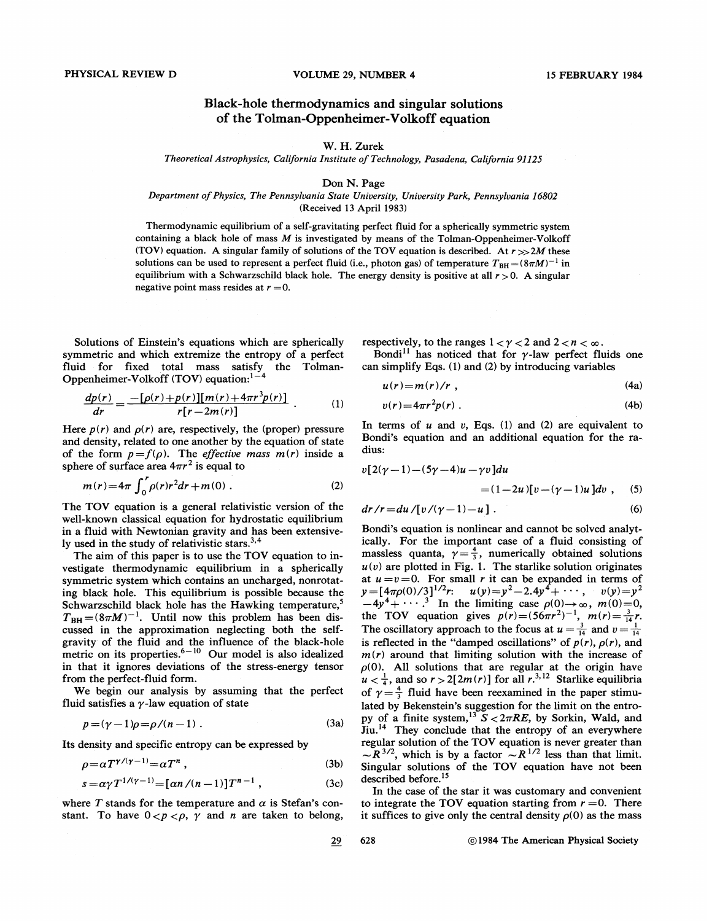# Black-hole thermodynamics and singular solutions of the Tolman-Oppenheimer-Volkoff equation

W. H. Zurek

*Theoretical Astrophysics, California Institute of Technology, Pasadena, California 91125*

Don N. Page

*Department of Physics, The Pennsylvania State University, University Park, Pennsylvania 16802*

(Received 13 April 1983)

Thermodynamic equilibrium of a self-gravitating perfect fluid for a spherically symmetric system containing a black hole of mass $M$ is investigated by means of the Tolman-Oppenheimer-Volkoff (TOV) equation. A singular family of solutions of the TOV equation is described. At $r \gg 2M$ these solutions can be used to represent a perfect fluid (i.e., photon gas) of temperature $T_{\rm BH}=(8\pi M)^{-1}$ in equilibrium with a Schwarzschild black hole. The energy density is positive at all $r>0$. A singular negative point mass resides at $r=0$.

Solutions of Einstein's equations which are spherically symmetric and which extremize the entropy of a perfect fluid for fixed total mass satisfy the Tolman-Oppenheimer-Volkoff (TOV) equation:[1-4]

$$\frac{dp(r)}{dr}=\frac{-[\rho(r)+p(r)][m(r)+4\pi r^3 p(r)]}{r[r-2m(r)]} \ . \tag{1}$$

Here $p(r)$ and $\rho(r)$ are, respectively, the (proper) pressure and density, related to one another by the equation of state of the form $p=f(\rho)$. The *effective mass* $m(r)$ inside a sphere of surface area $4\pi r^2$ is equal to

$$m(r)=4\pi\int_0^r \rho(r)r^2 dr+m(0) \ . \tag{2}$$

The TOV equation is a general relativistic version of the well-known classical equation for hydrostatic equilibrium in a fluid with Newtonian gravity and has been extensively used in the study of relativistic stars.[3,4]

The aim of this paper is to use the TOV equation to investigate thermodynamic equilibrium in a spherically symmetric system which contains an uncharged, nonrotating black hole. This equilibrium is possible because the Schwarzschild black hole has the Hawking temperature,[5] $T_{\rm BH}=(8\pi M)^{-1}$. Until now this problem has been discussed in the approximation neglecting both the self-gravity of the fluid and the influence of the black-hole metric on its properties.[6-10] Our model is also idealized in that it ignores deviations of the stress-energy tensor from the perfect-fluid form.

We begin our analysis by assuming that the perfect fluid satisfies a $\gamma$-law equation of state

$$p=(\gamma-1)\rho=\rho/(n-1) \ . \tag{3a}$$

Its density and specific entropy can be expressed by

$$\rho=\alpha T^{\gamma/(\gamma-1)}=\alpha T^n \ , \tag{3b}$$

$$s=\alpha\gamma T^{1/(\gamma-1)}=[\alpha n/(n-1)]T^{n-1} \ , \tag{3c}$$

where $T$ stands for the temperature and $\alpha$ is Stefan's constant. To have $0<p<\rho$, $\gamma$ and $n$ are taken to belong, respectively, to the ranges $1<\gamma<2$ and $2<n<\infty$.

Bondi[11] has noticed that for $\gamma$-law perfect fluids one can simplify Eqs. (1) and (2) by introducing variables

$$u(r)=m(r)/r \ , \tag{4a}$$

$$v(r)=4\pi r^2 p(r) \ . \tag{4b}$$

In terms of $u$ and $v$, Eqs. (1) and (2) are equivalent to Bondi's equation and an additional equation for the radius:

$$v[2(\gamma-1)-(5\gamma-4)u-\gamma v]du =(1-2u)[v-(\gamma-1)u]dv \ , \tag{5}$$

$$dr/r=du/[v/(\gamma-1)-u] \ . \tag{6}$$

Bondi's equation is nonlinear and cannot be solved analytically. For the important case of a fluid consisting of massless quanta, $\gamma=\frac{4}{3}$, numerically obtained solutions $u(v)$ are plotted in Fig. 1. The starlike solution originates at $u=v=0$. For small $r$ it can be expanded in terms of $y=[4\pi\rho(0)/3]^{1/2}r$: $u(y)=y^2-2.4y^4+\cdots$, $v(y)=y^2-4y^4+\cdots$.[3] In the limiting case $\rho(0)\to\infty$, $m(0)=0$, the TOV equation gives $p(r)=(56\pi r^2)^{-1}$, $m(r)=\frac{3}{14}r$. The oscillatory approach to the focus at $u=\frac{3}{14}$ and $v=\frac{1}{14}$ is reflected in the "damped oscillations" of $p(r)$, $\rho(r)$, and $m(r)$ around that limiting solution with the increase of $\rho(0)$. All solutions that are regular at the origin have $u<\frac{1}{4}$, and so $r>2[2m(r)]$ for all $r$.[3,12] Starlike equilibria of $\gamma=\frac{4}{3}$ fluid have been reexamined in the paper stimulated by Bekenstein's suggestion for the limit on the entropy of a finite system,[13] $S<2\pi RE$, by Sorkin, Wald, and Jiu.[14] They conclude that the entropy of an everywhere regular solution of the TOV equation is never greater than $\sim R^{3/2}$, which is by a factor $\sim R^{1/2}$ less than that limit. Singular solutions of the TOV equation have not been described before.[15]

In the case of the star it was customary and convenient to integrate the TOV equation starting from $r=0$. There it suffices to give only the central density $\rho(0)$ as the mass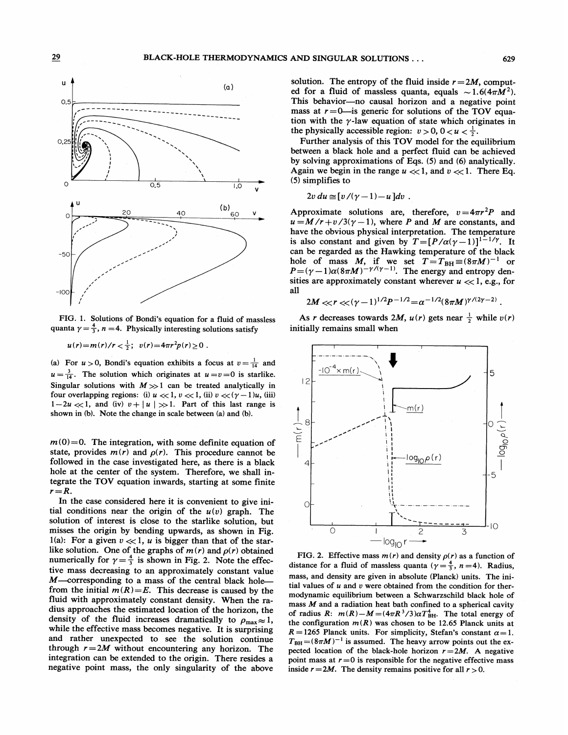FIG. 1. Solutions of Bondi's equation for a fluid of massless quanta $\gamma = \frac{4}{3}$, $n=4$. Physically interesting solutions satisfy

$$u(r) = m(r)/r < \tfrac{1}{2}; \quad v(r) = 4\pi r^2 p(r) \geq 0 .$$

(a) For $u > 0$, Bondi's equation exhibits a focus at $v = \frac{1}{14}$ and $u = \frac{3}{14}$. The solution which originates at $u = v = 0$ is starlike. Singular solutions with $M \gg 1$ can be treated analytically in four overlapping regions: (i) $u \ll 1$, $v \ll 1$, (ii) $v \ll (\gamma - 1)u$, (iii) $1 - 2u \ll 1$, and (iv) $v + |u| \gg 1$. Part of this last range is shown in (b). Note the change in scale between (a) and (b).

$m(0)=0$. The integration, with some definite equation of state, provides $m(r)$ and $\rho(r)$. This procedure cannot be followed in the case investigated here, as there is a black hole at the center of the system. Therefore, we shall integrate the TOV equation inwards, starting at some finite $r = R$.

In the case considered here it is convenient to give initial conditions near the origin of the $u(v)$ graph. The solution of interest is close to the starlike solution, but misses the origin by bending upwards, as shown in Fig. 1(a): For a given $v \ll 1$, $u$ is bigger than that of the starlike solution. One of the graphs of $m(r)$ and $\rho(r)$ obtained numerically for $\gamma = \frac{4}{3}$ is shown in Fig. 2. Note the effective mass decreasing to an approximately constant value $M$—corresponding to a mass of the central black hole—from the initial $m(R) = E$. This decrease is caused by the fluid with approximately constant density. When the radius approaches the estimated location of the horizon, the density of the fluid increases dramatically to $\rho_{\max} \approx 1$, while the effective mass becomes negative. It is surprising and rather unexpected to see the solution continue through $r = 2M$ without encountering any horizon. The integration can be extended to the origin. There resides a negative point mass, the only singularity of the above solution. The entropy of the fluid inside $r = 2M$, computed for a fluid of massless quanta, equals $\sim 1.6(4\pi M^2)$. This behavior—no causal horizon and a negative point mass at $r = 0$—is generic for solutions of the TOV equation with the $\gamma$-law equation of state which originates in the physically accessible region: $v > 0$, $0 < u < \frac{1}{2}$.

Further analysis of this TOV model for the equilibrium between a black hole and a perfect fluid can be achieved by solving approximations of Eqs. (5) and (6) analytically. Again we begin in the range $u \ll 1$, and $v \ll 1$. There Eq. (5) simplifies to

$$2v\, du \cong [v/(\gamma - 1) - u]\, dv .$$

Approximate solutions are, therefore, $v = 4\pi r^2 P$ and $u = M/r + v/3(\gamma - 1)$, where $P$ and $M$ are constants, and have the obvious physical interpretation. The temperature is also constant and given by $T = [P/\alpha(\gamma - 1)]^{1 - 1/\gamma}$. It can be regarded as the Hawking temperature of the black hole of mass $M$, if we set $T = T_{\rm BH} \equiv (8\pi M)^{-1}$ or $P = (\gamma - 1)\alpha(8\pi M)^{-\gamma/(\gamma - 1)}$. The energy and entropy densities are approximately constant wherever $u \ll 1$, e.g., for all

$$2M \ll r \ll (\gamma - 1)^{1/2} P^{-1/2} = \alpha^{-1/2}(8\pi M)^{\gamma/(2\gamma - 2)} .$$

As $r$ decreases towards $2M$, $u(r)$ gets near $\frac{1}{2}$ while $v(r)$ initially remains small when

FIG. 2. Effective mass $m(r)$ and density $\rho(r)$ as a function of distance for a fluid of massless quanta ($\gamma = \frac{4}{3}$, $n = 4$). Radius, mass, and density are given in absolute (Planck) units. The initial values of $u$ and $v$ were obtained from the condition for thermodynamic equilibrium between a Schwarzschild black hole of mass $M$ and a radiation heat bath confined to a spherical cavity of radius $R$: $m(R) - M = (4\pi R^3/3)\alpha T_{\rm BH}^4$. The total energy of the configuration $m(R)$ was chosen to be 12.65 Planck units at $R = 1265$ Planck units. For simplicity, Stefan's constant $\alpha = 1$. $T_{\rm BH} = (8\pi M)^{-1}$ is assumed. The heavy arrow points out the expected location of the black-hole horizon $r = 2M$. A negative point mass at $r = 0$ is responsible for the negative effective mass inside $r = 2M$. The density remains positive for all $r > 0$.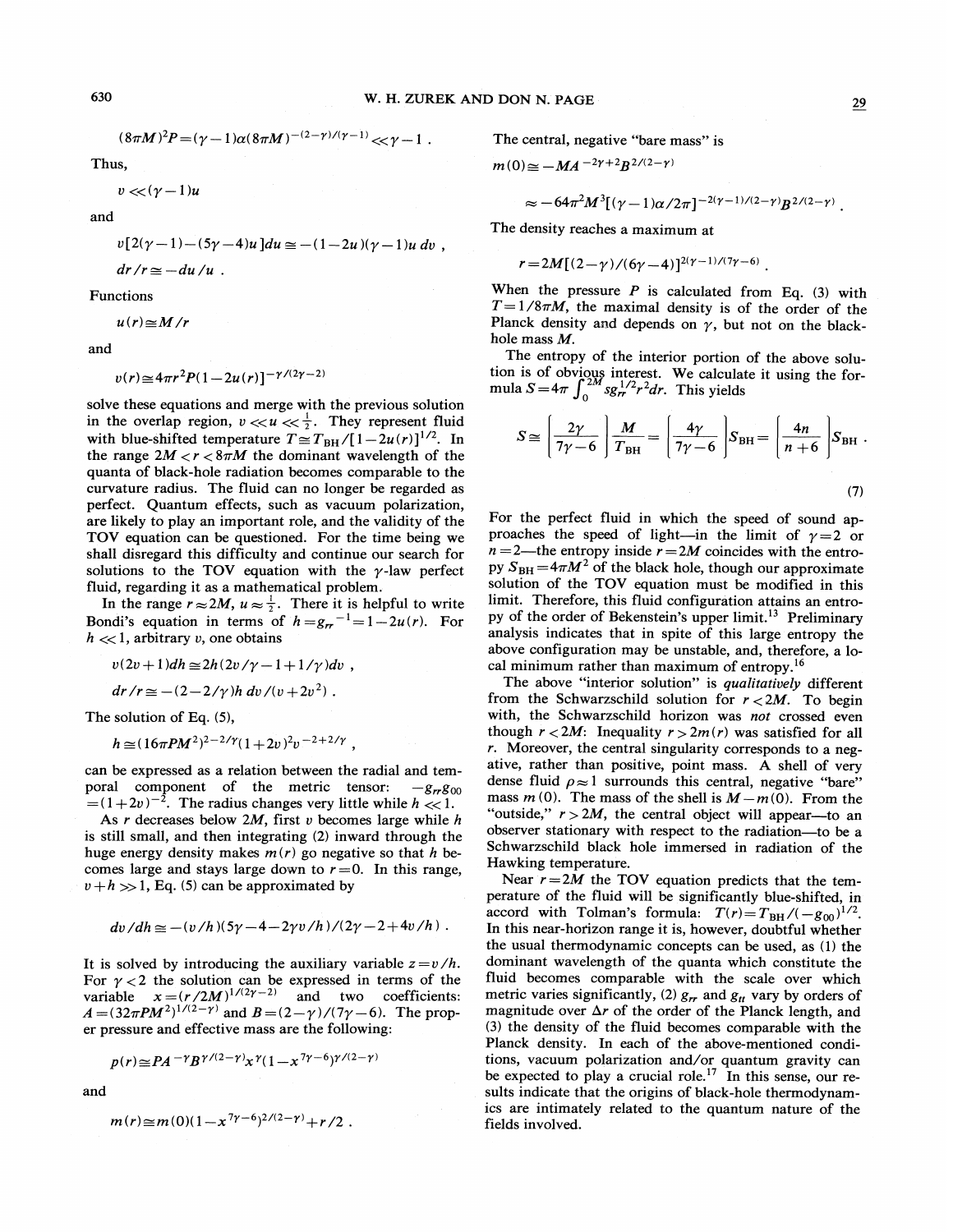$$(8\pi M)^2 P = (\gamma - 1)\alpha(8\pi M)^{-(2-\gamma)/(\gamma-1)} \ll \gamma - 1 \ .$$

Thus,

$$v \ll (\gamma - 1)u$$

and

$$v[2(\gamma-1)-(5\gamma-4)u]du \cong -(1-2u)(\gamma-1)u\, dv \ ,$$

$$dr/r \cong -du/u \ .$$

Functions

$$u(r) \cong M/r$$

and

$$v(r) \cong 4\pi r^2 P(1-2u(r))^{-\gamma/(2\gamma-2)}$$

solve these equations and merge with the previous solution in the overlap region, $v \ll u \ll \frac{1}{2}$. They represent fluid with blue-shifted temperature $T \cong T_{\rm BH}/[1-2u(r)]^{1/2}$. In the range $2M < r < 8\pi M$ the dominant wavelength of the quanta of black-hole radiation becomes comparable to the curvature radius. The fluid can no longer be regarded as perfect. Quantum effects, such as vacuum polarization, are likely to play an important role, and the validity of the TOV equation can be questioned. For the time being we shall disregard this difficulty and continue our search for solutions to the TOV equation with the $\gamma$-law perfect fluid, regarding it as a mathematical problem.

In the range $r \approx 2M$, $u \approx \frac{1}{2}$. There it is helpful to write Bondi's equation in terms of $h = g_{rr}{}^{-1} = 1-2u(r)$. For $h \ll 1$, arbitrary $v$, one obtains

$$v(2v+1)dh \cong 2h(2v/\gamma - 1 + 1/\gamma)dv \ ,$$

$$dr/r \cong -(2-2/\gamma)h\, dv/(v+2v^2) \ .$$

The solution of Eq. (5),

$$h \cong (16\pi P M^2)^{2-2/\gamma}(1+2v)^2 v^{-2+2/\gamma} \ ,$$

can be expressed as a relation between the radial and temporal component of the metric tensor: $-g_{rr}g_{00} = (1+2v)^{-2}$. The radius changes very little while $h \ll 1$.

As $r$ decreases below $2M$, first $v$ becomes large while $h$ is still small, and then integrating (2) inward through the huge energy density makes $m(r)$ go negative so that $h$ becomes large and stays large down to $r=0$. In this range, $v+h \gg 1$, Eq. (5) can be approximated by

$$dv/dh \cong -(v/h)(5\gamma - 4 - 2\gamma v/h)/(2\gamma - 2 + 4v/h) \ .$$

It is solved by introducing the auxiliary variable $z = v/h$. For $\gamma < 2$ the solution can be expressed in terms of the variable $x = (r/2M)^{1/(2\gamma-2)}$ and two coefficients: $A = (32\pi P M^2)^{1/(2-\gamma)}$ and $B = (2-\gamma)/(7\gamma-6)$. The proper pressure and effective mass are the following:

$$p(r) \cong P A^{-\gamma} B^{\gamma/(2-\gamma)} x^{\gamma}(1-x^{7\gamma-6})^{\gamma/(2-\gamma)}$$

and

$$m(r) \cong m(0)(1-x^{7\gamma-6})^{2/(2-\gamma)} + r/2 \ .$$

The central, negative "bare mass" is

$$m(0) \cong -M A^{-2\gamma+2} B^{2/(2-\gamma)}$$

$$\approx -64\pi^2 M^3[(\gamma-1)\alpha/2\pi]^{-2(\gamma-1)/(2-\gamma)} B^{2/(2-\gamma)} \ .$$

The density reaches a maximum at

$$r = 2M[(2-\gamma)/(6\gamma-4)]^{2(\gamma-1)/(7\gamma-6)} \ .$$

When the pressure $P$ is calculated from Eq. (3) with $T = 1/8\pi M$, the maximal density is of the order of the Planck density and depends on $\gamma$, but not on the black-hole mass $M$.

The entropy of the interior portion of the above solution is of obvious interest. We calculate it using the formula $S = 4\pi \int_0^{2M} s g_{rr}^{1/2} r^2 dr$. This yields

$$S \cong \left[\frac{2\gamma}{7\gamma-6}\right]\frac{M}{T_{\rm BH}} = \left[\frac{4\gamma}{7\gamma-6}\right] S_{\rm BH} = \left[\frac{4n}{n+6}\right] S_{\rm BH} \ . \tag{7}$$

For the perfect fluid in which the speed of sound approaches the speed of light—in the limit of $\gamma = 2$ or $n=2$—the entropy inside $r=2M$ coincides with the entropy $S_{\rm BH} = 4\pi M^2$ of the black hole, though our approximate solution of the TOV equation must be modified in this limit. Therefore, this fluid configuration attains an entropy of the order of Bekenstein's upper limit.[13] Preliminary analysis indicates that in spite of this large entropy the above configuration may be unstable, and, therefore, a local minimum rather than maximum of entropy.[16]

The above "interior solution" is *qualitatively* different from the Schwarzschild solution for $r < 2M$. To begin with, the Schwarzschild horizon was *not* crossed even though $r < 2M$: Inequality $r > 2m(r)$ was satisfied for all $r$. Moreover, the central singularity corresponds to a negative, rather than positive, point mass. A shell of very dense fluid $\rho \approx 1$ surrounds this central, negative "bare" mass $m(0)$. The mass of the shell is $M - m(0)$. From the "outside," $r > 2M$, the central object will appear—to an observer stationary with respect to the radiation—to be a Schwarzschild black hole immersed in radiation of the Hawking temperature.

Near $r = 2M$ the TOV equation predicts that the temperature of the fluid will be significantly blue-shifted, in accord with Tolman's formula: $T(r) = T_{\rm BH}/(-g_{00})^{1/2}$. In this near-horizon range it is, however, doubtful whether the usual thermodynamic concepts can be used, as (1) the dominant wavelength of the quanta which constitute the fluid becomes comparable with the scale over which metric varies significantly, (2) $g_{rr}$ and $g_{tt}$ vary by orders of magnitude over $\Delta r$ of the order of the Planck length, and (3) the density of the fluid becomes comparable with the Planck density. In each of the above-mentioned conditions, vacuum polarization and/or quantum gravity can be expected to play a crucial role.[17] In this sense, our results indicate that the origins of black-hole thermodynamics are intimately related to the quantum nature of the fields involved.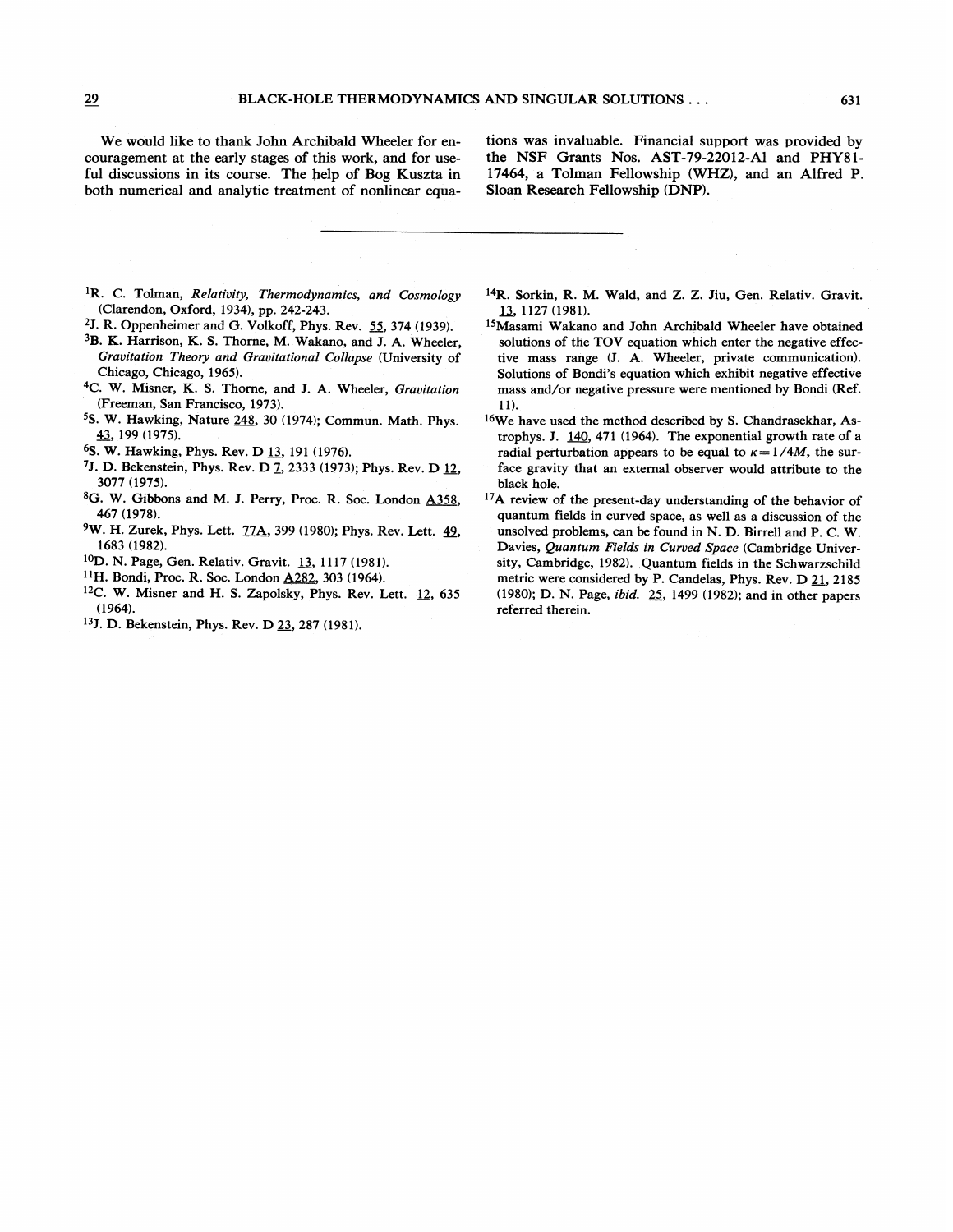We would like to thank John Archibald Wheeler for encouragement at the early stages of this work, and for useful discussions in its course. The help of Bog Kuszta in both numerical and analytic treatment of nonlinear equations was invaluable. Financial support was provided by the NSF Grants Nos. AST-79-22012-A1 and PHY81-17464, a Tolman Fellowship (WHZ), and an Alfred P. Sloan Research Fellowship (DNP).

---

[1] R. C. Tolman, *Relativity, Thermodynamics, and Cosmology* (Clarendon, Oxford, 1934), pp. 242-243.

[2] J. R. Oppenheimer and G. Volkoff, Phys. Rev. 55, 374 (1939).

[3] B. K. Harrison, K. S. Thorne, M. Wakano, and J. A. Wheeler, *Gravitation Theory and Gravitational Collapse* (University of Chicago, Chicago, 1965).

[4] C. W. Misner, K. S. Thorne, and J. A. Wheeler, *Gravitation* (Freeman, San Francisco, 1973).

[5] S. W. Hawking, Nature 248, 30 (1974); Commun. Math. Phys. 43, 199 (1975).

[6] S. W. Hawking, Phys. Rev. D 13, 191 (1976).

[7] J. D. Bekenstein, Phys. Rev. D 7, 2333 (1973); Phys. Rev. D 12, 3077 (1975).

[8] G. W. Gibbons and M. J. Perry, Proc. R. Soc. London A358, 467 (1978).

[9] W. H. Zurek, Phys. Lett. 77A, 399 (1980); Phys. Rev. Lett. 49, 1683 (1982).

[10] D. N. Page, Gen. Relativ. Gravit. 13, 1117 (1981).

[11] H. Bondi, Proc. R. Soc. London A282, 303 (1964).

[12] C. W. Misner and H. S. Zapolsky, Phys. Rev. Lett. 12, 635 (1964).

[13] J. D. Bekenstein, Phys. Rev. D 23, 287 (1981).

[14] R. Sorkin, R. M. Wald, and Z. Z. Jiu, Gen. Relativ. Gravit. 13, 1127 (1981).

[15] Masami Wakano and John Archibald Wheeler have obtained solutions of the TOV equation which enter the negative effective mass range (J. A. Wheeler, private communication). Solutions of Bondi's equation which exhibit negative effective mass and/or negative pressure were mentioned by Bondi (Ref. 11).

[16] We have used the method described by S. Chandrasekhar, Astrophys. J. 140, 471 (1964). The exponential growth rate of a radial perturbation appears to be equal to $\kappa = 1/4M$, the surface gravity that an external observer would attribute to the black hole.

[17] A review of the present-day understanding of the behavior of quantum fields in curved space, as well as a discussion of the unsolved problems, can be found in N. D. Birrell and P. C. W. Davies, *Quantum Fields in Curved Space* (Cambridge University, Cambridge, 1982). Quantum fields in the Schwarzschild metric were considered by P. Candelas, Phys. Rev. D 21, 2185 (1980); D. N. Page, *ibid.* 25, 1499 (1982); and in other papers referred therein.